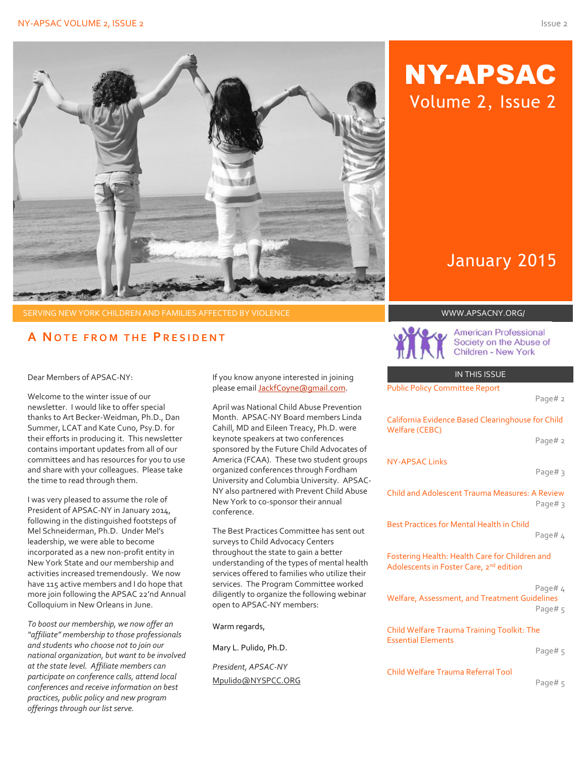# NY-APSAC

Volume 2, Issue 2

January 2015

SERVING NEW YORK CHILDREN AND FAMILIES AFFECTED BY VIOLENCE

WWW.APSACNY.ORG/

American Professional Society on the Abuse of Children - New York

## A Note from the President

Dear Members of APSAC-NY:

Welcome to the winter issue of our newsletter. I would like to offer special thanks to Art Becker-Weidman, Ph.D., Dan Summer, LCAT and Kate Cuno, Psy.D. for their efforts in producing it. This newsletter contains important updates from all of our committees and has resources for you to use and share with your colleagues. Please take the time to read through them.

I was very pleased to assume the role of President of APSAC-NY in January 2014, following in the distinguished footsteps of Mel Schneiderman, Ph.D. Under Mel's leadership, we were able to become incorporated as a new non-profit entity in New York State and our membership and activities increased tremendously. We now have 115 active members and I do hope that more join following the APSAC 22'nd Annual Colloquium in New Orleans in June.

*To boost our membership, we now offer an "affiliate" membership to those professionals and students who choose not to join our national organization, but want to be involved at the state level. Affiliate members can participate on conference calls, attend local conferences and receive information on best practices, public policy and new program offerings through our list serve.*

If you know anyone interested in joining please email JackfCoyne@gmail.com.

April was National Child Abuse Prevention Month. APSAC-NY Board members Linda Cahill, MD and Eileen Treacy, Ph.D. were keynote speakers at two conferences sponsored by the Future Child Advocates of America (FCAA). These two student groups organized conferences through Fordham University and Columbia University. APSAC-NY also partnered with Prevent Child Abuse New York to co-sponsor their annual conference.

The Best Practices Committee has sent out surveys to Child Advocacy Centers throughout the state to gain a better understanding of the types of mental health services offered to families who utilize their services. The Program Committee worked diligently to organize the following webinar open to APSAC-NY members:

Warm regards,

Mary L. Pulido, Ph.D.

*President, APSAC-NY*

Mpulido@NYSPCC.ORG

### IN THIS ISSUE

- Public Policy Committee Report — Page# 2
- California Evidence Based Clearinghouse for Child Welfare (CEBC) — Page# 2
- NY-APSAC Links — Page# 3
- Child and Adolescent Trauma Measures: A Review — Page# 3
- Best Practices for Mental Health in Child — Page# 4
- Fostering Health: Health Care for Children and Adolescents in Foster Care, 2nd edition — Page# 4
- Welfare, Assessment, and Treatment Guidelines — Page# 5
- Child Welfare Trauma Training Toolkit: The Essential Elements — Page# 5
- Child Welfare Trauma Referral Tool — Page# 5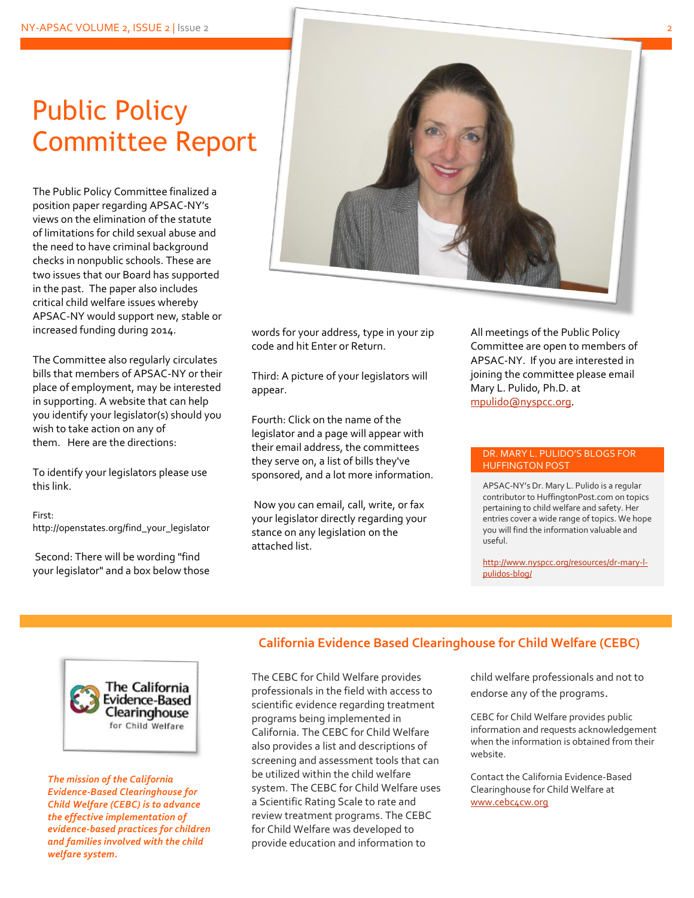# Public Policy Committee Report

The Public Policy Committee finalized a position paper regarding APSAC-NY's views on the elimination of the statute of limitations for child sexual abuse and the need to have criminal background checks in nonpublic schools. These are two issues that our Board has supported in the past. The paper also includes critical child welfare issues whereby APSAC-NY would support new, stable or increased funding during 2014.

The Committee also regularly circulates bills that members of APSAC-NY or their place of employment, may be interested in supporting. A website that can help you identify your legislator(s) should you wish to take action on any of them. Here are the directions:

To identify your legislators please use this link.

First: http://openstates.org/find_your_legislator

Second: There will be wording "find your legislator" and a box below those words for your address, type in your zip code and hit Enter or Return.

Third: A picture of your legislators will appear.

Fourth: Click on the name of the legislator and a page will appear with their email address, the committees they serve on, a list of bills they've sponsored, and a lot more information.

Now you can email, call, write, or fax your legislator directly regarding your stance on any legislation on the attached list.

All meetings of the Public Policy Committee are open to members of APSAC-NY. If you are interested in joining the committee please email Mary L. Pulido, Ph.D. at mpulido@nyspcc.org.

### DR. MARY L. PULIDO'S BLOGS FOR HUFFINGTON POST

APSAC-NY's Dr. Mary L. Pulido is a regular contributor to HuffingtonPost.com on topics pertaining to child welfare and safety. Her entries cover a wide range of topics. We hope you will find the information valuable and useful.

http://www.nyspcc.org/resources/dr-mary-l-pulidos-blog/

## California Evidence Based Clearinghouse for Child Welfare (CEBC)

*The mission of the California Evidence-Based Clearinghouse for Child Welfare (CEBC) is to advance the effective implementation of evidence-based practices for children and families involved with the child welfare system.*

The CEBC for Child Welfare provides professionals in the field with access to scientific evidence regarding treatment programs being implemented in California. The CEBC for Child Welfare also provides a list and descriptions of screening and assessment tools that can be utilized within the child welfare system. The CEBC for Child Welfare uses a Scientific Rating Scale to rate and review treatment programs. The CEBC for Child Welfare was developed to provide education and information to child welfare professionals and not to endorse any of the programs.

CEBC for Child Welfare provides public information and requests acknowledgement when the information is obtained from their website.

Contact the California Evidence-Based Clearinghouse for Child Welfare at www.cebc4cw.org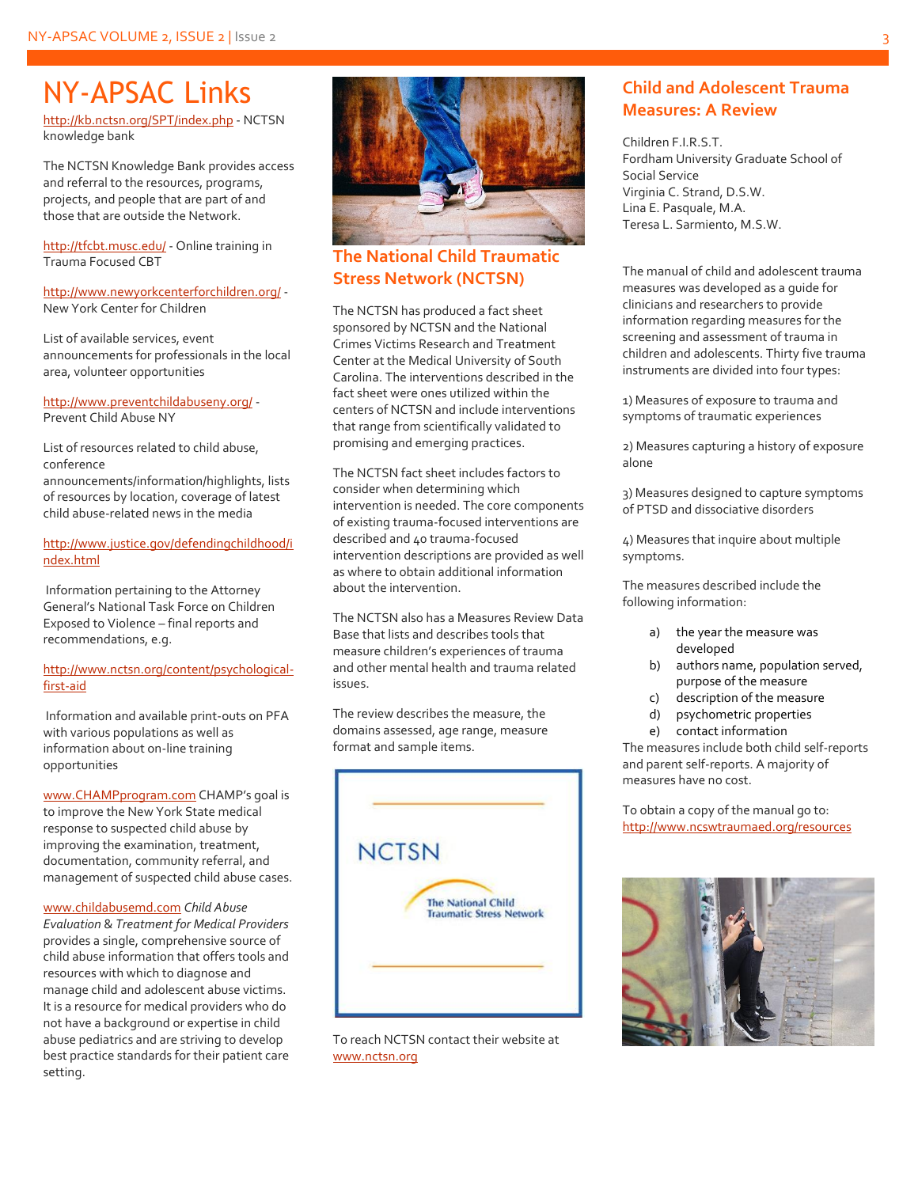# NY-APSAC Links

http://kb.nctsn.org/SPT/index.php - NCTSN knowledge bank

The NCTSN Knowledge Bank provides access and referral to the resources, programs, projects, and people that are part of and those that are outside the Network.

http://tfcbt.musc.edu/ - Online training in Trauma Focused CBT

http://www.newyorkcenterforchildren.org/ - New York Center for Children

List of available services, event announcements for professionals in the local area, volunteer opportunities

http://www.preventchildabuseny.org/ - Prevent Child Abuse NY

List of resources related to child abuse, conference announcements/information/highlights, lists of resources by location, coverage of latest child abuse-related news in the media

http://www.justice.gov/defendingchildhood/index.html

Information pertaining to the Attorney General's National Task Force on Children Exposed to Violence – final reports and recommendations, e.g.

http://www.nctsn.org/content/psychological-first-aid

Information and available print-outs on PFA with various populations as well as information about on-line training opportunities

www.CHAMPprogram.com CHAMP's goal is to improve the New York State medical response to suspected child abuse by improving the examination, treatment, documentation, community referral, and management of suspected child abuse cases.

www.childabusemd.com *Child Abuse Evaluation & Treatment for Medical Providers* provides a single, comprehensive source of child abuse information that offers tools and resources with which to diagnose and manage child and adolescent abuse victims. It is a resource for medical providers who do not have a background or expertise in child abuse pediatrics and are striving to develop best practice standards for their patient care setting.

## The National Child Traumatic Stress Network (NCTSN)

The NCTSN has produced a fact sheet sponsored by NCTSN and the National Crimes Victims Research and Treatment Center at the Medical University of South Carolina. The interventions described in the fact sheet were ones utilized within the centers of NCTSN and include interventions that range from scientifically validated to promising and emerging practices.

The NCTSN fact sheet includes factors to consider when determining which intervention is needed. The core components of existing trauma-focused interventions are described and 40 trauma-focused intervention descriptions are provided as well as where to obtain additional information about the intervention.

The NCTSN also has a Measures Review Data Base that lists and describes tools that measure children's experiences of trauma and other mental health and trauma related issues.

The review describes the measure, the domains assessed, age range, measure format and sample items.

To reach NCTSN contact their website at www.nctsn.org

## Child and Adolescent Trauma Measures: A Review

Children F.I.R.S.T.
Fordham University Graduate School of Social Service
Virginia C. Strand, D.S.W.
Lina E. Pasquale, M.A.
Teresa L. Sarmiento, M.S.W.

The manual of child and adolescent trauma measures was developed as a guide for clinicians and researchers to provide information regarding measures for the screening and assessment of trauma in children and adolescents. Thirty five trauma instruments are divided into four types:

1) Measures of exposure to trauma and symptoms of traumatic experiences

2) Measures capturing a history of exposure alone

3) Measures designed to capture symptoms of PTSD and dissociative disorders

4) Measures that inquire about multiple symptoms.

The measures described include the following information:

a) the year the measure was developed
b) authors name, population served, purpose of the measure
c) description of the measure
d) psychometric properties
e) contact information

The measures include both child self-reports and parent self-reports. A majority of measures have no cost.

To obtain a copy of the manual go to: http://www.ncswtraumaed.org/resources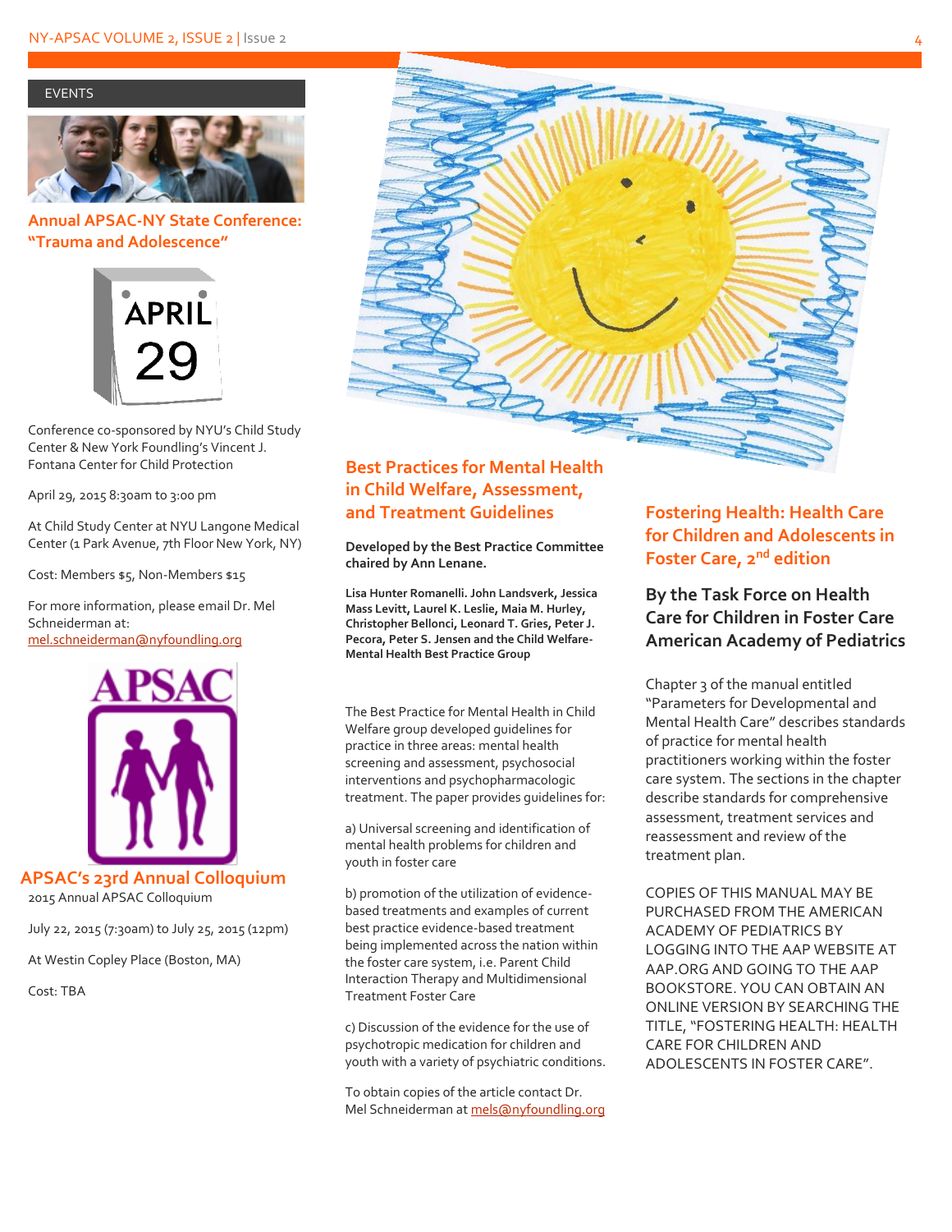## EVENTS

### Annual APSAC-NY State Conference: "Trauma and Adolescence"

APRIL 29

Conference co-sponsored by NYU's Child Study Center & New York Foundling's Vincent J. Fontana Center for Child Protection

April 29, 2015 8:30am to 3:00 pm

At Child Study Center at NYU Langone Medical Center (1 Park Avenue, 7th Floor New York, NY)

Cost: Members $5, Non-Members $15

For more information, please email Dr. Mel Schneiderman at: mel.schneiderman@nyfoundling.org

APSAC

### APSAC's 23rd Annual Colloquium

2015 Annual APSAC Colloquium

July 22, 2015 (7:30am) to July 25, 2015 (12pm)

At Westin Copley Place (Boston, MA)

Cost: TBA

## Best Practices for Mental Health in Child Welfare, Assessment, and Treatment Guidelines

**Developed by the Best Practice Committee chaired by Ann Lenane.**

**Lisa Hunter Romanelli. John Landsverk, Jessica Mass Levitt, Laurel K. Leslie, Maia M. Hurley, Christopher Bellonci, Leonard T. Gries, Peter J. Pecora, Peter S. Jensen and the Child Welfare-Mental Health Best Practice Group**

The Best Practice for Mental Health in Child Welfare group developed guidelines for practice in three areas: mental health screening and assessment, psychosocial interventions and psychopharmacologic treatment. The paper provides guidelines for:

a) Universal screening and identification of mental health problems for children and youth in foster care

b) promotion of the utilization of evidence-based treatments and examples of current best practice evidence-based treatment being implemented across the nation within the foster care system, i.e. Parent Child Interaction Therapy and Multidimensional Treatment Foster Care

c) Discussion of the evidence for the use of psychotropic medication for children and youth with a variety of psychiatric conditions.

To obtain copies of the article contact Dr. Mel Schneiderman at mels@nyfoundling.org

## Fostering Health: Health Care for Children and Adolescents in Foster Care, 2nd edition

### By the Task Force on Health Care for Children in Foster Care American Academy of Pediatrics

Chapter 3 of the manual entitled "Parameters for Developmental and Mental Health Care" describes standards of practice for mental health practitioners working within the foster care system. The sections in the chapter describe standards for comprehensive assessment, treatment services and reassessment and review of the treatment plan.

COPIES OF THIS MANUAL MAY BE PURCHASED FROM THE AMERICAN ACADEMY OF PEDIATRICS BY LOGGING INTO THE AAP WEBSITE AT AAP.ORG AND GOING TO THE AAP BOOKSTORE. YOU CAN OBTAIN AN ONLINE VERSION BY SEARCHING THE TITLE, "FOSTERING HEALTH: HEALTH CARE FOR CHILDREN AND ADOLESCENTS IN FOSTER CARE".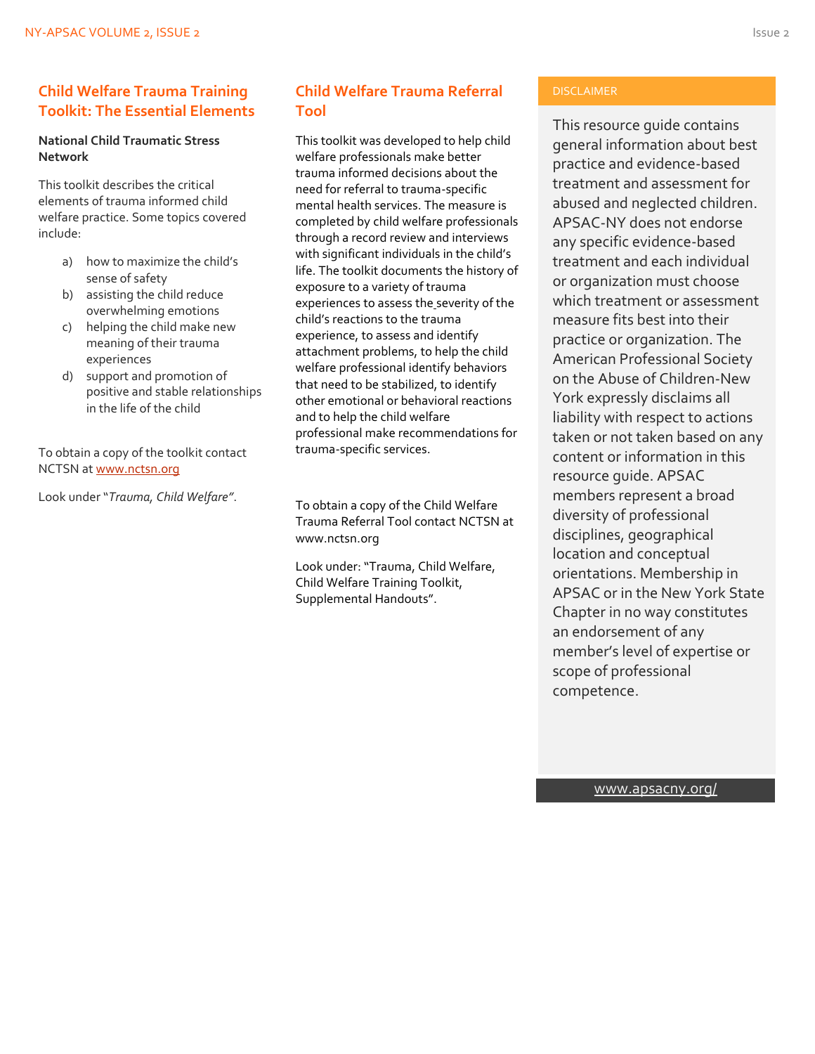## Child Welfare Trauma Training Toolkit: The Essential Elements

**National Child Traumatic Stress Network**

This toolkit describes the critical elements of trauma informed child welfare practice. Some topics covered include:

a) how to maximize the child's sense of safety
b) assisting the child reduce overwhelming emotions
c) helping the child make new meaning of their trauma experiences
d) support and promotion of positive and stable relationships in the life of the child

To obtain a copy of the toolkit contact NCTSN at www.nctsn.org

Look under "*Trauma, Child Welfare*".

## Child Welfare Trauma Referral Tool

This toolkit was developed to help child welfare professionals make better trauma informed decisions about the need for referral to trauma-specific mental health services. The measure is completed by child welfare professionals through a record review and interviews with significant individuals in the child's life. The toolkit documents the history of exposure to a variety of trauma experiences to assess the severity of the child's reactions to the trauma experience, to assess and identify attachment problems, to help the child welfare professional identify behaviors that need to be stabilized, to identify other emotional or behavioral reactions and to help the child welfare professional make recommendations for trauma-specific services.

To obtain a copy of the Child Welfare Trauma Referral Tool contact NCTSN at www.nctsn.org

Look under: "Trauma, Child Welfare, Child Welfare Training Toolkit, Supplemental Handouts".

### DISCLAIMER

This resource guide contains general information about best practice and evidence-based treatment and assessment for abused and neglected children. APSAC-NY does not endorse any specific evidence-based treatment and each individual or organization must choose which treatment or assessment measure fits best into their practice or organization. The American Professional Society on the Abuse of Children-New York expressly disclaims all liability with respect to actions taken or not taken based on any content or information in this resource guide. APSAC members represent a broad diversity of professional disciplines, geographical location and conceptual orientations. Membership in APSAC or in the New York State Chapter in no way constitutes an endorsement of any member's level of expertise or scope of professional competence.

www.apsacny.org/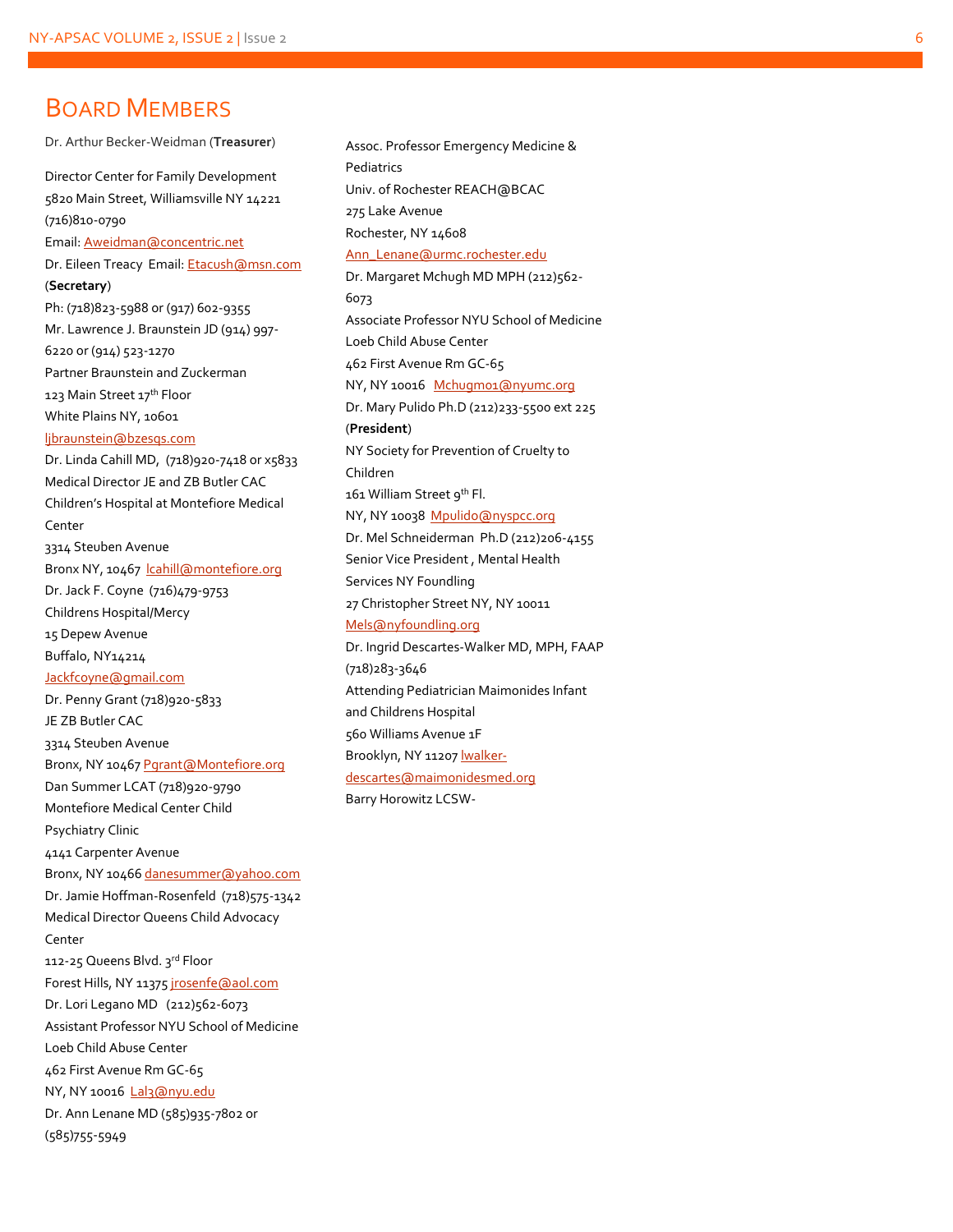## BOARD MEMBERS

Dr. Arthur Becker-Weidman (**Treasurer**)

Director Center for Family Development
5820 Main Street, Williamsville NY 14221
(716)810-0790
Email: Aweidman@concentric.net

Dr. Eileen Treacy Email: Etacush@msn.com (**Secretary**)
Ph: (718)823-5988 or (917) 602-9355

Mr. Lawrence J. Braunstein JD (914) 997-6220 or (914) 523-1270
Partner Braunstein and Zuckerman
123 Main Street 17th Floor
White Plains NY, 10601
ljbraunstein@bzesqs.com

Dr. Linda Cahill MD, (718)920-7418 or x5833
Medical Director JE and ZB Butler CAC
Children's Hospital at Montefiore Medical Center
3314 Steuben Avenue
Bronx NY, 10467 lcahill@montefiore.org

Dr. Jack F. Coyne (716)479-9753
Childrens Hospital/Mercy
15 Depew Avenue
Buffalo, NY14214
Jackfcoyne@gmail.com

Dr. Penny Grant (718)920-5833
JE ZB Butler CAC
3314 Steuben Avenue
Bronx, NY 10467 Pgrant@Montefiore.org

Dan Summer LCAT (718)920-9790
Montefiore Medical Center Child Psychiatry Clinic
4141 Carpenter Avenue
Bronx, NY 10466 danesummer@yahoo.com

Dr. Jamie Hoffman-Rosenfeld (718)575-1342
Medical Director Queens Child Advocacy Center
112-25 Queens Blvd. 3rd Floor
Forest Hills, NY 11375 jrosenfe@aol.com

Dr. Lori Legano MD (212)562-6073
Assistant Professor NYU School of Medicine
Loeb Child Abuse Center
462 First Avenue Rm GC-65
NY, NY 10016 Lal3@nyu.edu

Dr. Ann Lenane MD (585)935-7802 or (585)755-5949
Assoc. Professor Emergency Medicine & Pediatrics
Univ. of Rochester REACH@BCAC
275 Lake Avenue
Rochester, NY 14608
Ann_Lenane@urmc.rochester.edu

Dr. Margaret Mchugh MD MPH (212)562-6073
Associate Professor NYU School of Medicine
Loeb Child Abuse Center
462 First Avenue Rm GC-65
NY, NY 10016 Mchugmo1@nyumc.org

Dr. Mary Pulido Ph.D (212)233-5500 ext 225 (**President**)
NY Society for Prevention of Cruelty to Children
161 William Street 9th Fl.
NY, NY 10038 Mpulido@nyspcc.org

Dr. Mel Schneiderman Ph.D (212)206-4155
Senior Vice President , Mental Health Services NY Foundling
27 Christopher Street NY, NY 10011
Mels@nyfoundling.org

Dr. Ingrid Descartes-Walker MD, MPH, FAAP (718)283-3646
Attending Pediatrician Maimonides Infant and Childrens Hospital
560 Williams Avenue 1F
Brooklyn, NY 11207 lwalker-descartes@maimonidesmed.org

Barry Horowitz LCSW-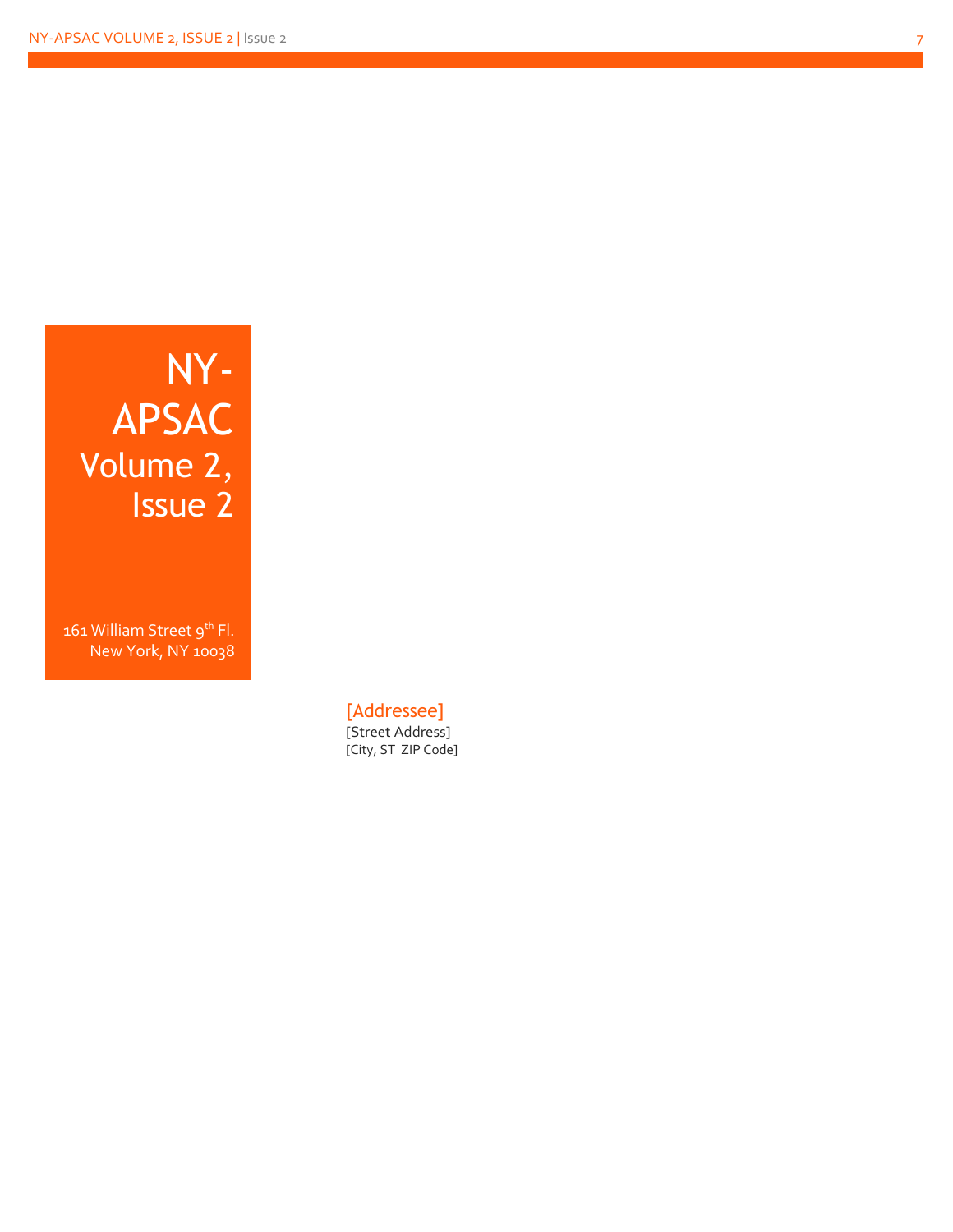NY-APSAC

Volume 2, Issue 2

161 William Street 9th Fl.
New York, NY 10038

[Addressee]
[Street Address]
[City, ST ZIP Code]